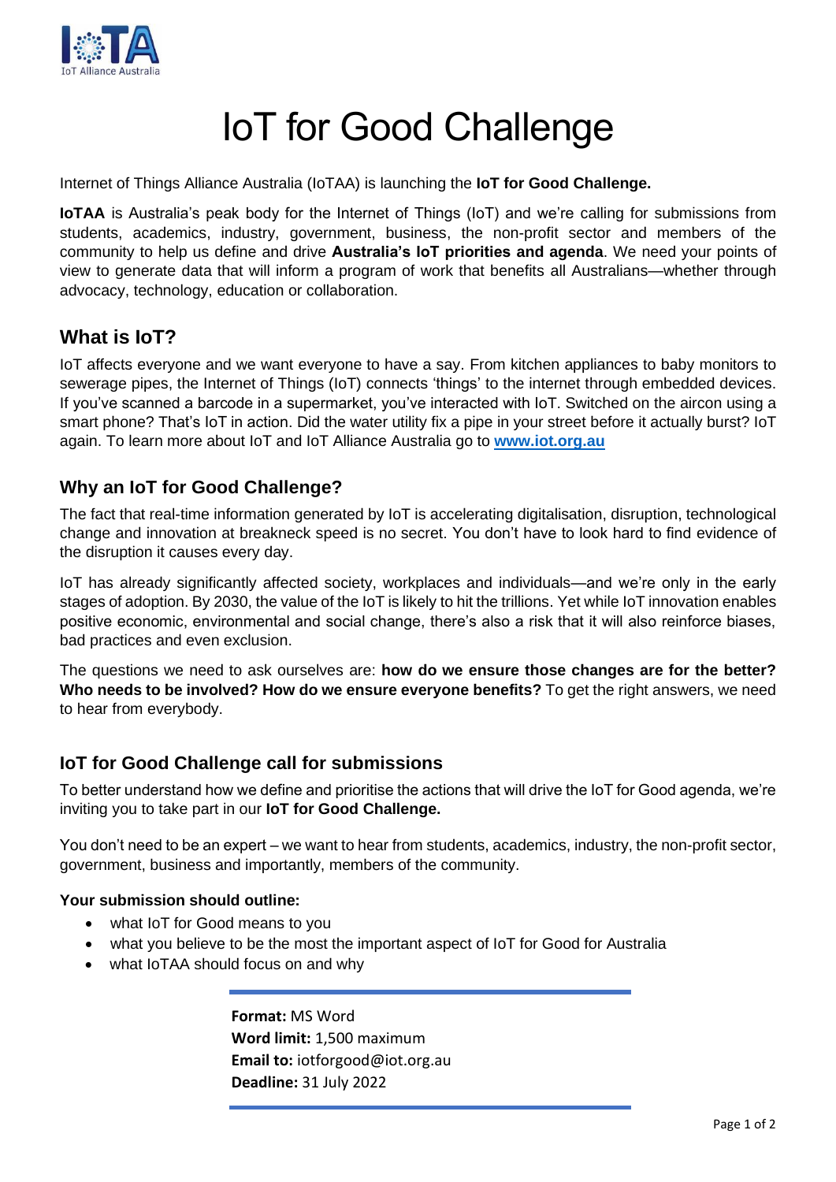# IoT for Good Challenge

Internet of Things Alliance Australia (IoTAA) is launching the **IoT for Good Challenge.**

**IoTAA** is Australia's peak body for the Internet of Things (IoT) and we're calling for submissions from students, academics, industry, government, business, the non-profit sector and members of the community to help us define and drive **Australia's IoT priorities and agenda**. We need your points of view to generate data that will inform a program of work that benefits all Australians—whether through advocacy, technology, education or collaboration.

## What is IoT?

IoT affects everyone and we want everyone to have a say. From kitchen appliances to baby monitors to sewerage pipes, the Internet of Things (IoT) connects 'things' to the internet through embedded devices. If you've scanned a barcode in a supermarket, you've interacted with IoT. Switched on the aircon using a smart phone? That's IoT in action. Did the water utility fix a pipe in your street before it actually burst? IoT again. To learn more about IoT and IoT Alliance Australia go to **www.iot.org.au**

## Why an IoT for Good Challenge?

The fact that real-time information generated by IoT is accelerating digitalisation, disruption, technological change and innovation at breakneck speed is no secret. You don't have to look hard to find evidence of the disruption it causes every day.

IoT has already significantly affected society, workplaces and individuals—and we're only in the early stages of adoption. By 2030, the value of the IoT is likely to hit the trillions. Yet while IoT innovation enables positive economic, environmental and social change, there's also a risk that it will also reinforce biases, bad practices and even exclusion.

The questions we need to ask ourselves are: **how do we ensure those changes are for the better? Who needs to be involved? How do we ensure everyone benefits?** To get the right answers, we need to hear from everybody.

## IoT for Good Challenge call for submissions

To better understand how we define and prioritise the actions that will drive the IoT for Good agenda, we're inviting you to take part in our **IoT for Good Challenge.**

You don't need to be an expert – we want to hear from students, academics, industry, the non-profit sector, government, business and importantly, members of the community.

**Your submission should outline:**

- what IoT for Good means to you
- what you believe to be the most the important aspect of IoT for Good for Australia
- what IoTAA should focus on and why

**Format:** MS Word
**Word limit:** 1,500 maximum
**Email to:** iotforgood@iot.org.au
**Deadline:** 31 July 2022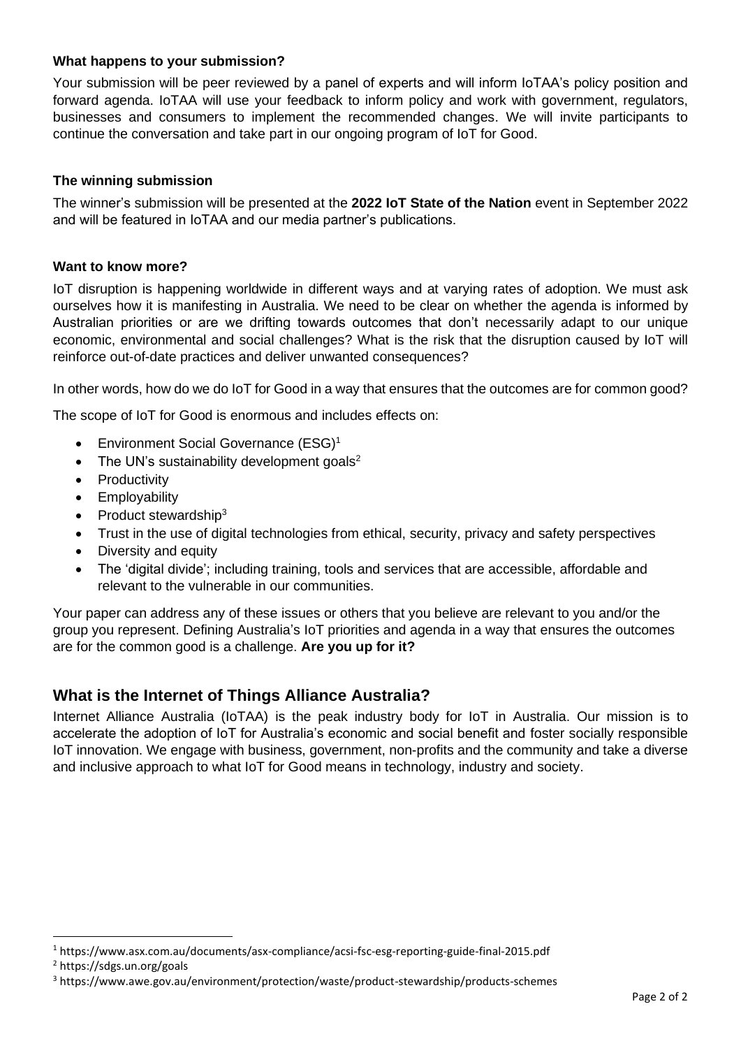### What happens to your submission?

Your submission will be peer reviewed by a panel of experts and will inform IoTAA's policy position and forward agenda. IoTAA will use your feedback to inform policy and work with government, regulators, businesses and consumers to implement the recommended changes. We will invite participants to continue the conversation and take part in our ongoing program of IoT for Good.

### The winning submission

The winner's submission will be presented at the **2022 IoT State of the Nation** event in September 2022 and will be featured in IoTAA and our media partner's publications.

### Want to know more?

IoT disruption is happening worldwide in different ways and at varying rates of adoption. We must ask ourselves how it is manifesting in Australia. We need to be clear on whether the agenda is informed by Australian priorities or are we drifting towards outcomes that don't necessarily adapt to our unique economic, environmental and social challenges? What is the risk that the disruption caused by IoT will reinforce out-of-date practices and deliver unwanted consequences?

In other words, how do we do IoT for Good in a way that ensures that the outcomes are for common good?

The scope of IoT for Good is enormous and includes effects on:

- Environment Social Governance (ESG)[1]
- The UN's sustainability development goals[2]
- Productivity
- Employability
- Product stewardship[3]
- Trust in the use of digital technologies from ethical, security, privacy and safety perspectives
- Diversity and equity
- The 'digital divide'; including training, tools and services that are accessible, affordable and relevant to the vulnerable in our communities.

Your paper can address any of these issues or others that you believe are relevant to you and/or the group you represent. Defining Australia's IoT priorities and agenda in a way that ensures the outcomes are for the common good is a challenge. **Are you up for it?**

## What is the Internet of Things Alliance Australia?

Internet Alliance Australia (IoTAA) is the peak industry body for IoT in Australia. Our mission is to accelerate the adoption of IoT for Australia's economic and social benefit and foster socially responsible IoT innovation. We engage with business, government, non-profits and the community and take a diverse and inclusive approach to what IoT for Good means in technology, industry and society.

---

[1] https://www.asx.com.au/documents/asx-compliance/acsi-fsc-esg-reporting-guide-final-2015.pdf

[2] https://sdgs.un.org/goals

[3] https://www.awe.gov.au/environment/protection/waste/product-stewardship/products-schemes